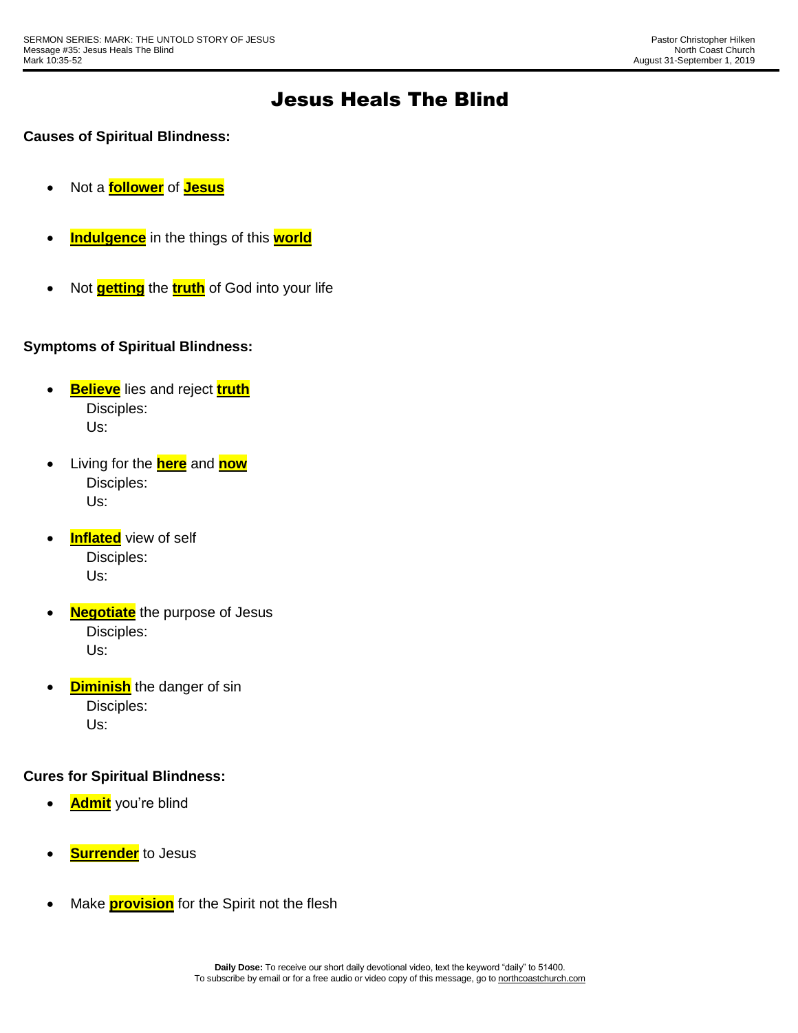SERMON SERIES: MARK: THE UNTOLD STORY OF JESUS
Message #35: Jesus Heals The Blind
Mark 10:35-52

Pastor Christopher Hilken
North Coast Church
August 31-September 1, 2019

# Jesus Heals The Blind

**Causes of Spiritual Blindness:**

- Not a **follower** of **Jesus**
- **Indulgence** in the things of this **world**
- Not **getting** the **truth** of God into your life

**Symptoms of Spiritual Blindness:**

- **Believe** lies and reject **truth**
  Disciples:
  Us:
- Living for the **here** and **now**
  Disciples:
  Us:
- **Inflated** view of self
  Disciples:
  Us:
- **Negotiate** the purpose of Jesus
  Disciples:
  Us:
- **Diminish** the danger of sin
  Disciples:
  Us:

**Cures for Spiritual Blindness:**

- **Admit** you're blind
- **Surrender** to Jesus
- Make **provision** for the Spirit not the flesh

**Daily Dose:** To receive our short daily devotional video, text the keyword "daily" to 51400.
To subscribe by email or for a free audio or video copy of this message, go to northcoastchurch.com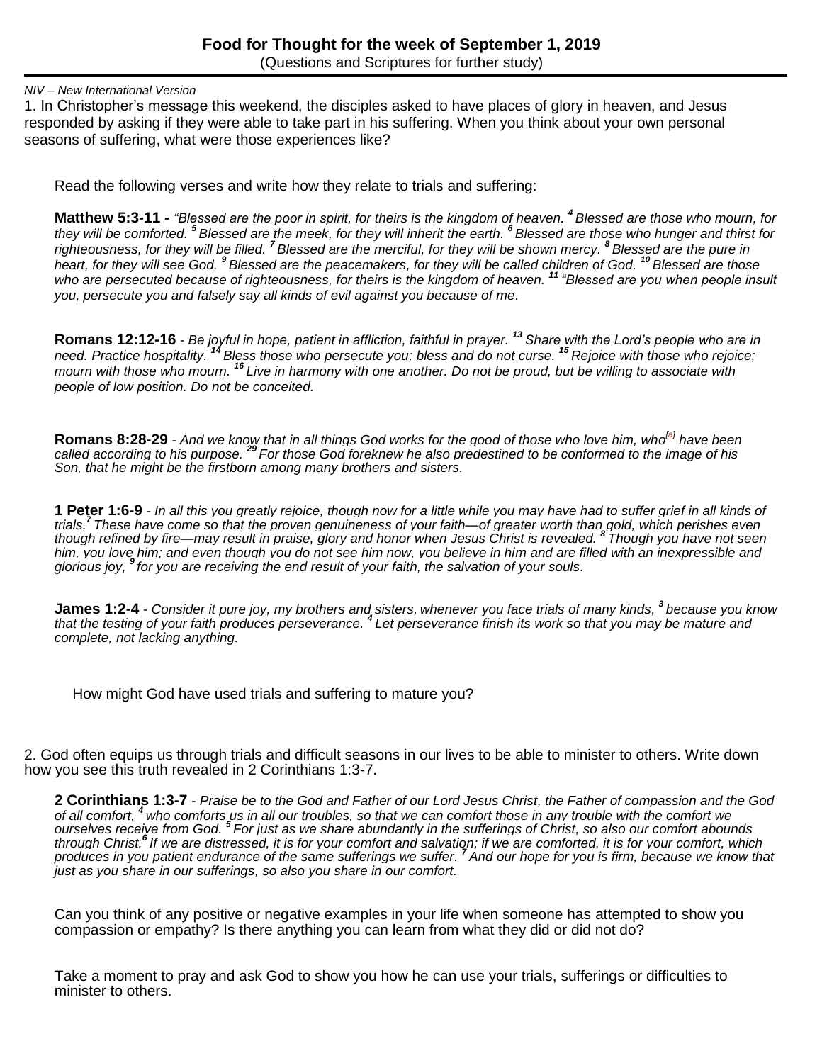## Food for Thought for the week of September 1, 2019

(Questions and Scriptures for further study)

*NIV – New International Version*

1. In Christopher's message this weekend, the disciples asked to have places of glory in heaven, and Jesus responded by asking if they were able to take part in his suffering. When you think about your own personal seasons of suffering, what were those experiences like?

Read the following verses and write how they relate to trials and suffering:

**Matthew 5:3-11 -** *"Blessed are the poor in spirit, for theirs is the kingdom of heaven.* ***4*** *Blessed are those who mourn, for they will be comforted.* ***5*** *Blessed are the meek, for they will inherit the earth.* ***6*** *Blessed are those who hunger and thirst for righteousness, for they will be filled.* ***7*** *Blessed are the merciful, for they will be shown mercy.* ***8*** *Blessed are the pure in heart, for they will see God.* ***9*** *Blessed are the peacemakers, for they will be called children of God.* ***10*** *Blessed are those who are persecuted because of righteousness, for theirs is the kingdom of heaven.* ***11*** *"Blessed are you when people insult you, persecute you and falsely say all kinds of evil against you because of me.*

**Romans 12:12-16** - *Be joyful in hope, patient in affliction, faithful in prayer.* ***13*** *Share with the Lord's people who are in need. Practice hospitality.* ***14*** *Bless those who persecute you; bless and do not curse.* ***15*** *Rejoice with those who rejoice; mourn with those who mourn.* ***16*** *Live in harmony with one another. Do not be proud, but be willing to associate with people of low position. Do not be conceited.*

**Romans 8:28-29** - *And we know that in all things God works for the good of those who love him, who[a] have been called according to his purpose.* ***29*** *For those God foreknew he also predestined to be conformed to the image of his Son, that he might be the firstborn among many brothers and sisters.*

**1 Peter 1:6-9** - *In all this you greatly rejoice, though now for a little while you may have had to suffer grief in all kinds of trials.* ***7*** *These have come so that the proven genuineness of your faith—of greater worth than gold, which perishes even though refined by fire—may result in praise, glory and honor when Jesus Christ is revealed.* ***8*** *Though you have not seen him, you love him; and even though you do not see him now, you believe in him and are filled with an inexpressible and glorious joy,* ***9*** *for you are receiving the end result of your faith, the salvation of your souls.*

**James 1:2-4** - *Consider it pure joy, my brothers and sisters, whenever you face trials of many kinds,* ***3*** *because you know that the testing of your faith produces perseverance.* ***4*** *Let perseverance finish its work so that you may be mature and complete, not lacking anything.*

How might God have used trials and suffering to mature you?

2. God often equips us through trials and difficult seasons in our lives to be able to minister to others. Write down how you see this truth revealed in 2 Corinthians 1:3-7.

**2 Corinthians 1:3-7** - *Praise be to the God and Father of our Lord Jesus Christ, the Father of compassion and the God of all comfort,* ***4*** *who comforts us in all our troubles, so that we can comfort those in any trouble with the comfort we ourselves receive from God.* ***5*** *For just as we share abundantly in the sufferings of Christ, so also our comfort abounds through Christ.* ***6*** *If we are distressed, it is for your comfort and salvation; if we are comforted, it is for your comfort, which produces in you patient endurance of the same sufferings we suffer.* ***7*** *And our hope for you is firm, because we know that just as you share in our sufferings, so also you share in our comfort.*

Can you think of any positive or negative examples in your life when someone has attempted to show you compassion or empathy? Is there anything you can learn from what they did or did not do?

Take a moment to pray and ask God to show you how he can use your trials, sufferings or difficulties to minister to others.